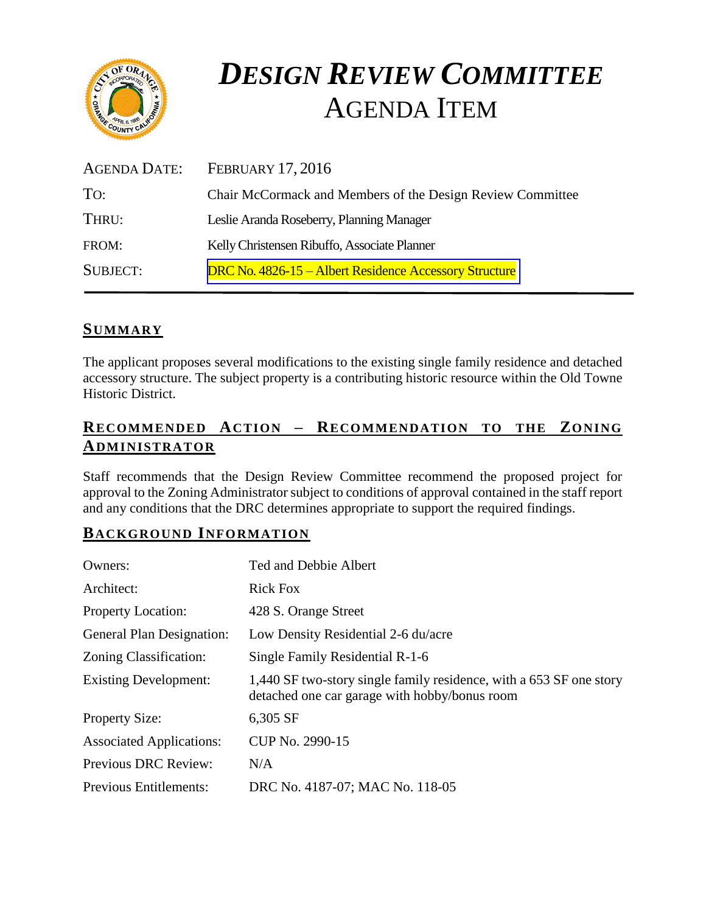# *DESIGN REVIEW COMMITTEE*
# AGENDA ITEM

| | |
|---|---|
| AGENDA DATE: | FEBRUARY 17, 2016 |
| TO: | Chair McCormack and Members of the Design Review Committee |
| THRU: | Leslie Aranda Roseberry, Planning Manager |
| FROM: | Kelly Christensen Ribuffo, Associate Planner |
| SUBJECT: | DRC No. 4826-15 – Albert Residence Accessory Structure |

## SUMMARY

The applicant proposes several modifications to the existing single family residence and detached accessory structure. The subject property is a contributing historic resource within the Old Towne Historic District.

## RECOMMENDED ACTION – RECOMMENDATION TO THE ZONING ADMINISTRATOR

Staff recommends that the Design Review Committee recommend the proposed project for approval to the Zoning Administrator subject to conditions of approval contained in the staff report and any conditions that the DRC determines appropriate to support the required findings.

## BACKGROUND INFORMATION

| | |
|---|---|
| Owners: | Ted and Debbie Albert |
| Architect: | Rick Fox |
| Property Location: | 428 S. Orange Street |
| General Plan Designation: | Low Density Residential 2-6 du/acre |
| Zoning Classification: | Single Family Residential R-1-6 |
| Existing Development: | 1,440 SF two-story single family residence, with a 653 SF one story detached one car garage with hobby/bonus room |
| Property Size: | 6,305 SF |
| Associated Applications: | CUP No. 2990-15 |
| Previous DRC Review: | N/A |
| Previous Entitlements: | DRC No. 4187-07; MAC No. 118-05 |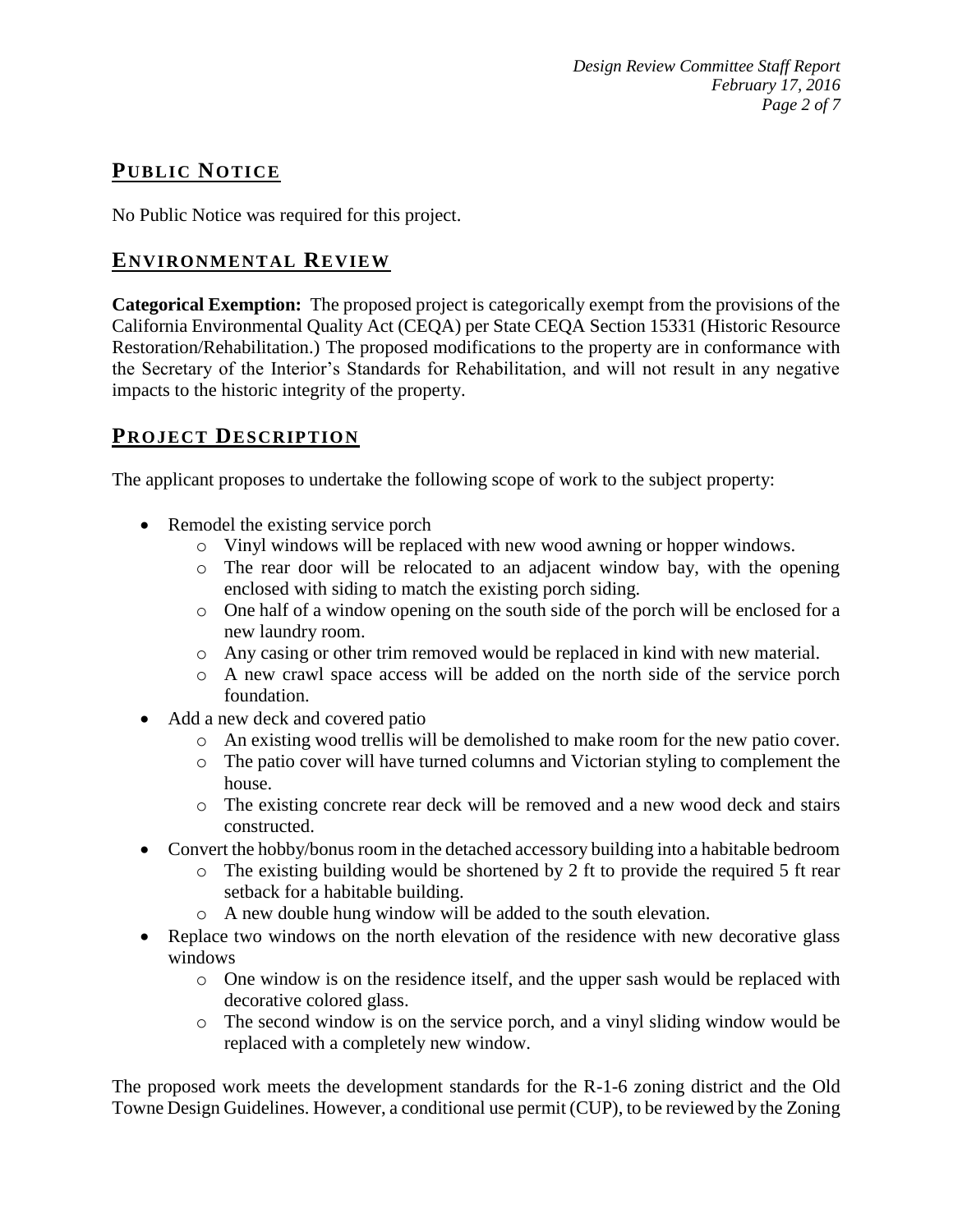## PUBLIC NOTICE

No Public Notice was required for this project.

## ENVIRONMENTAL REVIEW

**Categorical Exemption:** The proposed project is categorically exempt from the provisions of the California Environmental Quality Act (CEQA) per State CEQA Section 15331 (Historic Resource Restoration/Rehabilitation.) The proposed modifications to the property are in conformance with the Secretary of the Interior's Standards for Rehabilitation, and will not result in any negative impacts to the historic integrity of the property.

## PROJECT DESCRIPTION

The applicant proposes to undertake the following scope of work to the subject property:

- Remodel the existing service porch
  - Vinyl windows will be replaced with new wood awning or hopper windows.
  - The rear door will be relocated to an adjacent window bay, with the opening enclosed with siding to match the existing porch siding.
  - One half of a window opening on the south side of the porch will be enclosed for a new laundry room.
  - Any casing or other trim removed would be replaced in kind with new material.
  - A new crawl space access will be added on the north side of the service porch foundation.
- Add a new deck and covered patio
  - An existing wood trellis will be demolished to make room for the new patio cover.
  - The patio cover will have turned columns and Victorian styling to complement the house.
  - The existing concrete rear deck will be removed and a new wood deck and stairs constructed.
- Convert the hobby/bonus room in the detached accessory building into a habitable bedroom
  - The existing building would be shortened by 2 ft to provide the required 5 ft rear setback for a habitable building.
  - A new double hung window will be added to the south elevation.
- Replace two windows on the north elevation of the residence with new decorative glass windows
  - One window is on the residence itself, and the upper sash would be replaced with decorative colored glass.
  - The second window is on the service porch, and a vinyl sliding window would be replaced with a completely new window.

The proposed work meets the development standards for the R-1-6 zoning district and the Old Towne Design Guidelines. However, a conditional use permit (CUP), to be reviewed by the Zoning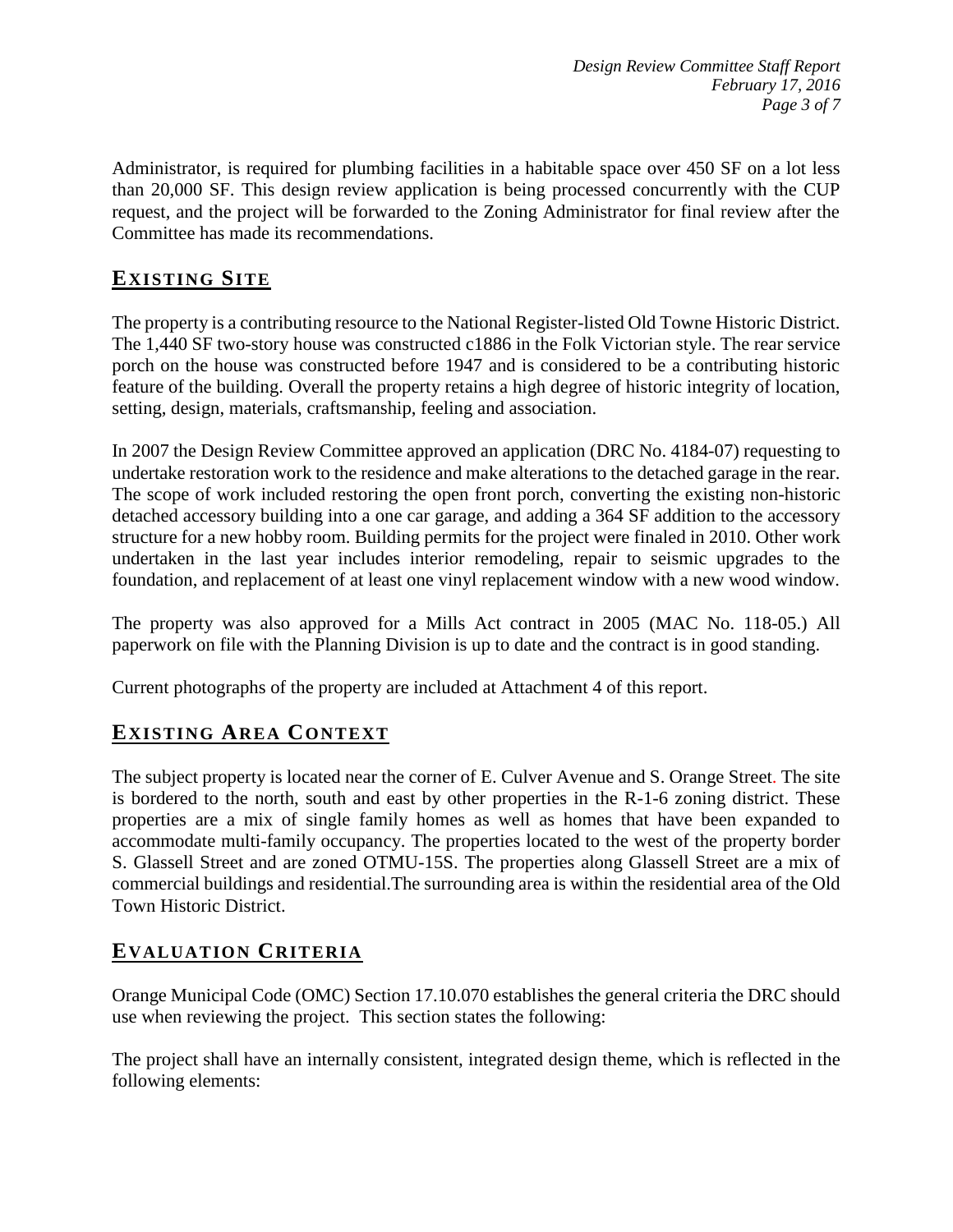Administrator, is required for plumbing facilities in a habitable space over 450 SF on a lot less than 20,000 SF. This design review application is being processed concurrently with the CUP request, and the project will be forwarded to the Zoning Administrator for final review after the Committee has made its recommendations.

## EXISTING SITE

The property is a contributing resource to the National Register-listed Old Towne Historic District. The 1,440 SF two-story house was constructed c1886 in the Folk Victorian style. The rear service porch on the house was constructed before 1947 and is considered to be a contributing historic feature of the building. Overall the property retains a high degree of historic integrity of location, setting, design, materials, craftsmanship, feeling and association.

In 2007 the Design Review Committee approved an application (DRC No. 4184-07) requesting to undertake restoration work to the residence and make alterations to the detached garage in the rear. The scope of work included restoring the open front porch, converting the existing non-historic detached accessory building into a one car garage, and adding a 364 SF addition to the accessory structure for a new hobby room. Building permits for the project were finaled in 2010. Other work undertaken in the last year includes interior remodeling, repair to seismic upgrades to the foundation, and replacement of at least one vinyl replacement window with a new wood window.

The property was also approved for a Mills Act contract in 2005 (MAC No. 118-05.) All paperwork on file with the Planning Division is up to date and the contract is in good standing.

Current photographs of the property are included at Attachment 4 of this report.

## EXISTING AREA CONTEXT

The subject property is located near the corner of E. Culver Avenue and S. Orange Street. The site is bordered to the north, south and east by other properties in the R-1-6 zoning district. These properties are a mix of single family homes as well as homes that have been expanded to accommodate multi-family occupancy. The properties located to the west of the property border S. Glassell Street and are zoned OTMU-15S. The properties along Glassell Street are a mix of commercial buildings and residential.The surrounding area is within the residential area of the Old Town Historic District.

## EVALUATION CRITERIA

Orange Municipal Code (OMC) Section 17.10.070 establishes the general criteria the DRC should use when reviewing the project. This section states the following:

The project shall have an internally consistent, integrated design theme, which is reflected in the following elements: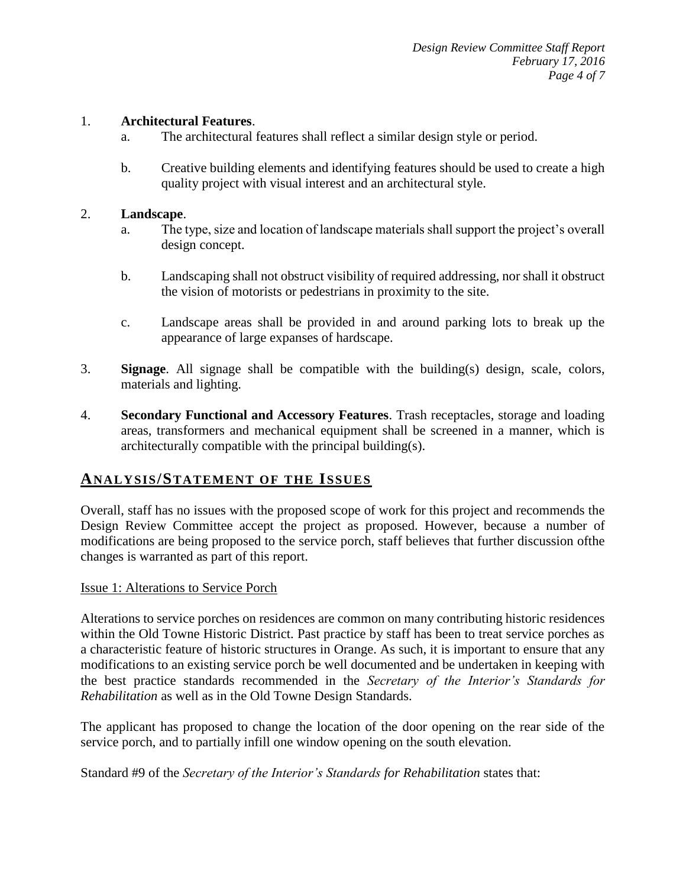1. **Architectural Features**.
   a. The architectural features shall reflect a similar design style or period.

   b. Creative building elements and identifying features should be used to create a high quality project with visual interest and an architectural style.

2. **Landscape**.
   a. The type, size and location of landscape materials shall support the project's overall design concept.

   b. Landscaping shall not obstruct visibility of required addressing, nor shall it obstruct the vision of motorists or pedestrians in proximity to the site.

   c. Landscape areas shall be provided in and around parking lots to break up the appearance of large expanses of hardscape.

3. **Signage**. All signage shall be compatible with the building(s) design, scale, colors, materials and lighting.

4. **Secondary Functional and Accessory Features**. Trash receptacles, storage and loading areas, transformers and mechanical equipment shall be screened in a manner, which is architecturally compatible with the principal building(s).

## ANALYSIS/STATEMENT OF THE ISSUES

Overall, staff has no issues with the proposed scope of work for this project and recommends the Design Review Committee accept the project as proposed. However, because a number of modifications are being proposed to the service porch, staff believes that further discussion ofthe changes is warranted as part of this report.

Issue 1: Alterations to Service Porch

Alterations to service porches on residences are common on many contributing historic residences within the Old Towne Historic District. Past practice by staff has been to treat service porches as a characteristic feature of historic structures in Orange. As such, it is important to ensure that any modifications to an existing service porch be well documented and be undertaken in keeping with the best practice standards recommended in the *Secretary of the Interior's Standards for Rehabilitation* as well as in the Old Towne Design Standards.

The applicant has proposed to change the location of the door opening on the rear side of the service porch, and to partially infill one window opening on the south elevation.

Standard #9 of the *Secretary of the Interior's Standards for Rehabilitation* states that: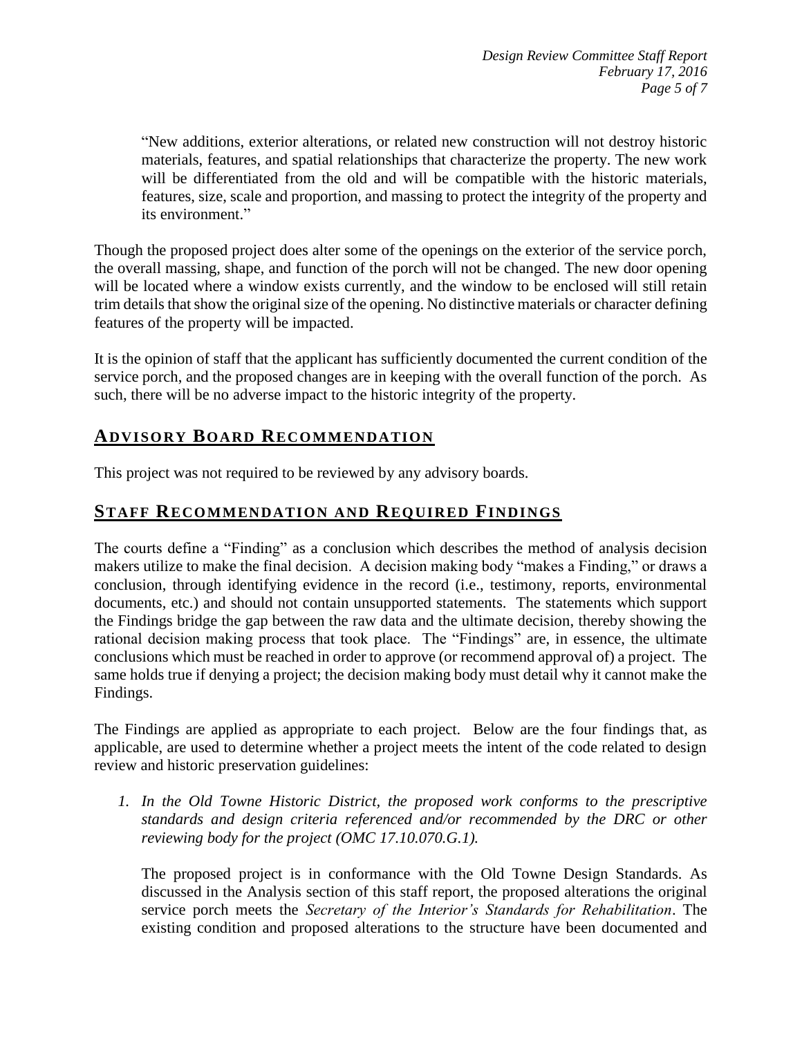"New additions, exterior alterations, or related new construction will not destroy historic materials, features, and spatial relationships that characterize the property. The new work will be differentiated from the old and will be compatible with the historic materials, features, size, scale and proportion, and massing to protect the integrity of the property and its environment."

Though the proposed project does alter some of the openings on the exterior of the service porch, the overall massing, shape, and function of the porch will not be changed. The new door opening will be located where a window exists currently, and the window to be enclosed will still retain trim details that show the original size of the opening. No distinctive materials or character defining features of the property will be impacted.

It is the opinion of staff that the applicant has sufficiently documented the current condition of the service porch, and the proposed changes are in keeping with the overall function of the porch. As such, there will be no adverse impact to the historic integrity of the property.

## ADVISORY BOARD RECOMMENDATION

This project was not required to be reviewed by any advisory boards.

## STAFF RECOMMENDATION AND REQUIRED FINDINGS

The courts define a "Finding" as a conclusion which describes the method of analysis decision makers utilize to make the final decision. A decision making body "makes a Finding," or draws a conclusion, through identifying evidence in the record (i.e., testimony, reports, environmental documents, etc.) and should not contain unsupported statements. The statements which support the Findings bridge the gap between the raw data and the ultimate decision, thereby showing the rational decision making process that took place. The "Findings" are, in essence, the ultimate conclusions which must be reached in order to approve (or recommend approval of) a project. The same holds true if denying a project; the decision making body must detail why it cannot make the Findings.

The Findings are applied as appropriate to each project. Below are the four findings that, as applicable, are used to determine whether a project meets the intent of the code related to design review and historic preservation guidelines:

1. *In the Old Towne Historic District, the proposed work conforms to the prescriptive standards and design criteria referenced and/or recommended by the DRC or other reviewing body for the project (OMC 17.10.070.G.1).*

   The proposed project is in conformance with the Old Towne Design Standards. As discussed in the Analysis section of this staff report, the proposed alterations the original service porch meets the *Secretary of the Interior's Standards for Rehabilitation*. The existing condition and proposed alterations to the structure have been documented and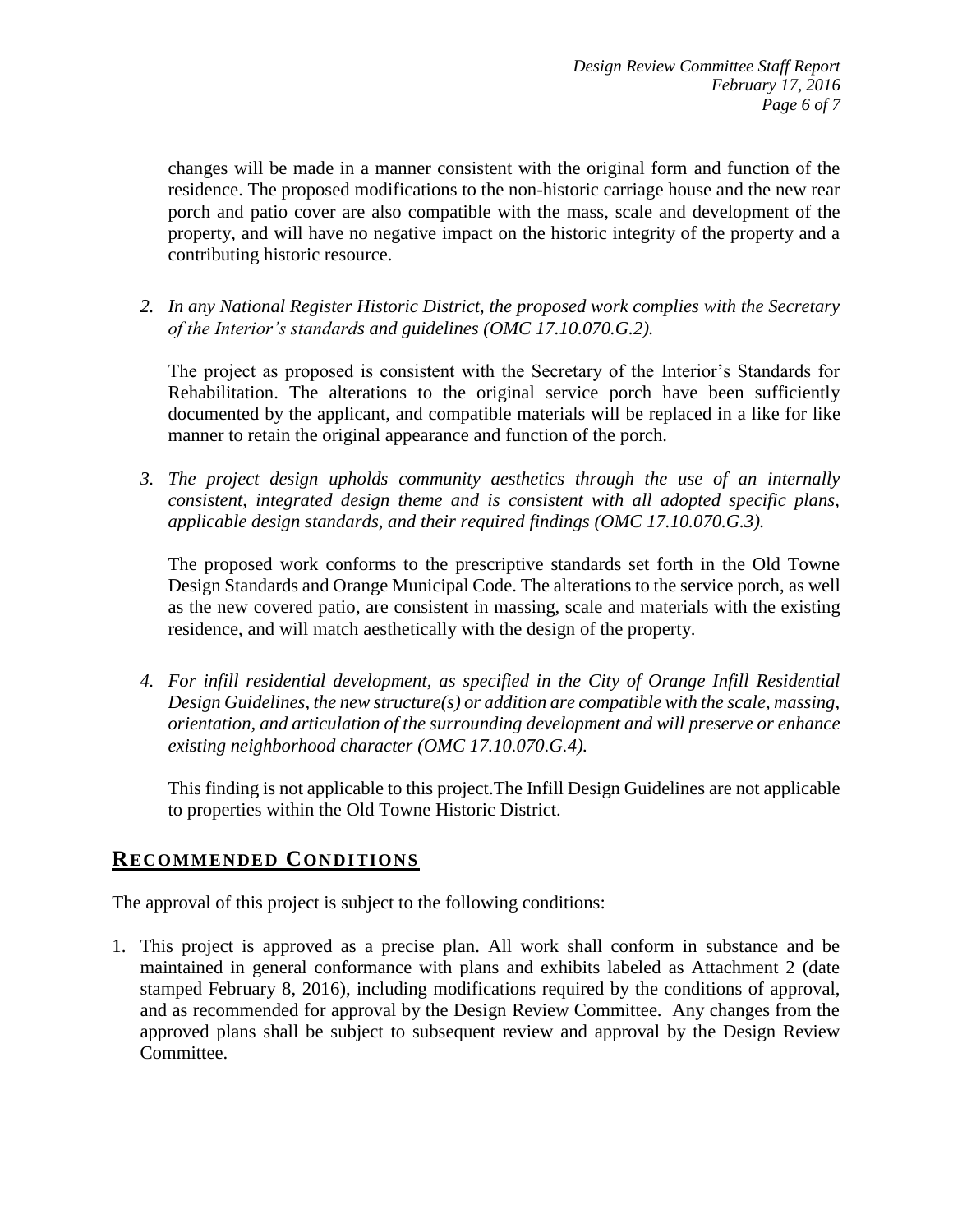changes will be made in a manner consistent with the original form and function of the residence. The proposed modifications to the non-historic carriage house and the new rear porch and patio cover are also compatible with the mass, scale and development of the property, and will have no negative impact on the historic integrity of the property and a contributing historic resource.

2. *In any National Register Historic District, the proposed work complies with the Secretary of the Interior's standards and guidelines (OMC 17.10.070.G.2).*

   The project as proposed is consistent with the Secretary of the Interior's Standards for Rehabilitation. The alterations to the original service porch have been sufficiently documented by the applicant, and compatible materials will be replaced in a like for like manner to retain the original appearance and function of the porch.

3. *The project design upholds community aesthetics through the use of an internally consistent, integrated design theme and is consistent with all adopted specific plans, applicable design standards, and their required findings (OMC 17.10.070.G.3).*

   The proposed work conforms to the prescriptive standards set forth in the Old Towne Design Standards and Orange Municipal Code. The alterations to the service porch, as well as the new covered patio, are consistent in massing, scale and materials with the existing residence, and will match aesthetically with the design of the property.

4. *For infill residential development, as specified in the City of Orange Infill Residential Design Guidelines, the new structure(s) or addition are compatible with the scale, massing, orientation, and articulation of the surrounding development and will preserve or enhance existing neighborhood character (OMC 17.10.070.G.4).*

   This finding is not applicable to this project.The Infill Design Guidelines are not applicable to properties within the Old Towne Historic District.

## RECOMMENDED CONDITIONS

The approval of this project is subject to the following conditions:

1. This project is approved as a precise plan. All work shall conform in substance and be maintained in general conformance with plans and exhibits labeled as Attachment 2 (date stamped February 8, 2016), including modifications required by the conditions of approval, and as recommended for approval by the Design Review Committee. Any changes from the approved plans shall be subject to subsequent review and approval by the Design Review Committee.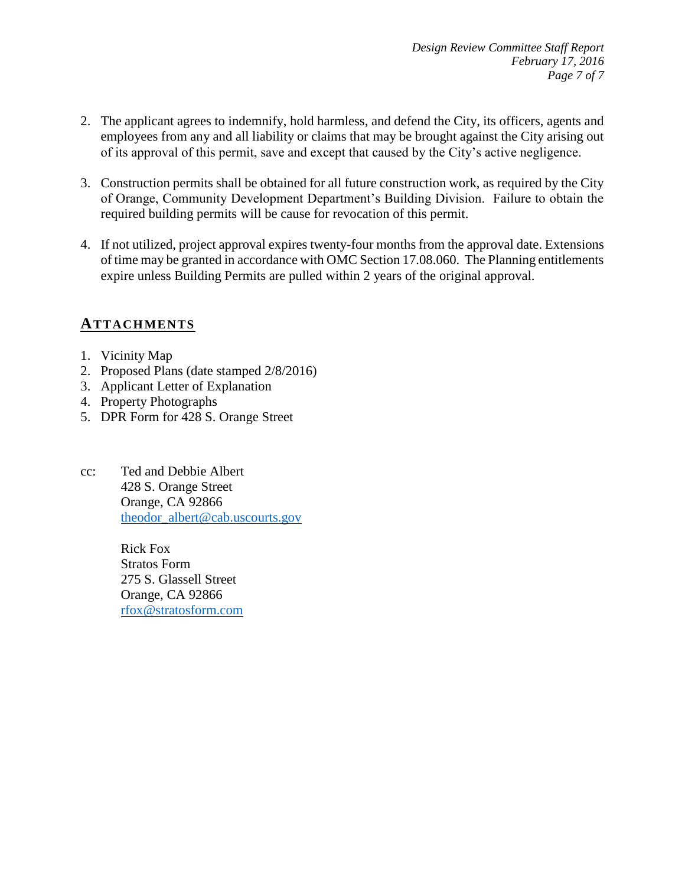2. The applicant agrees to indemnify, hold harmless, and defend the City, its officers, agents and employees from any and all liability or claims that may be brought against the City arising out of its approval of this permit, save and except that caused by the City's active negligence.

3. Construction permits shall be obtained for all future construction work, as required by the City of Orange, Community Development Department's Building Division. Failure to obtain the required building permits will be cause for revocation of this permit.

4. If not utilized, project approval expires twenty-four months from the approval date. Extensions of time may be granted in accordance with OMC Section 17.08.060. The Planning entitlements expire unless Building Permits are pulled within 2 years of the original approval.

## ATTACHMENTS

1. Vicinity Map
2. Proposed Plans (date stamped 2/8/2016)
3. Applicant Letter of Explanation
4. Property Photographs
5. DPR Form for 428 S. Orange Street

cc: Ted and Debbie Albert
428 S. Orange Street
Orange, CA 92866
theodor_albert@cab.uscourts.gov

Rick Fox
Stratos Form
275 S. Glassell Street
Orange, CA 92866
rfox@stratosform.com